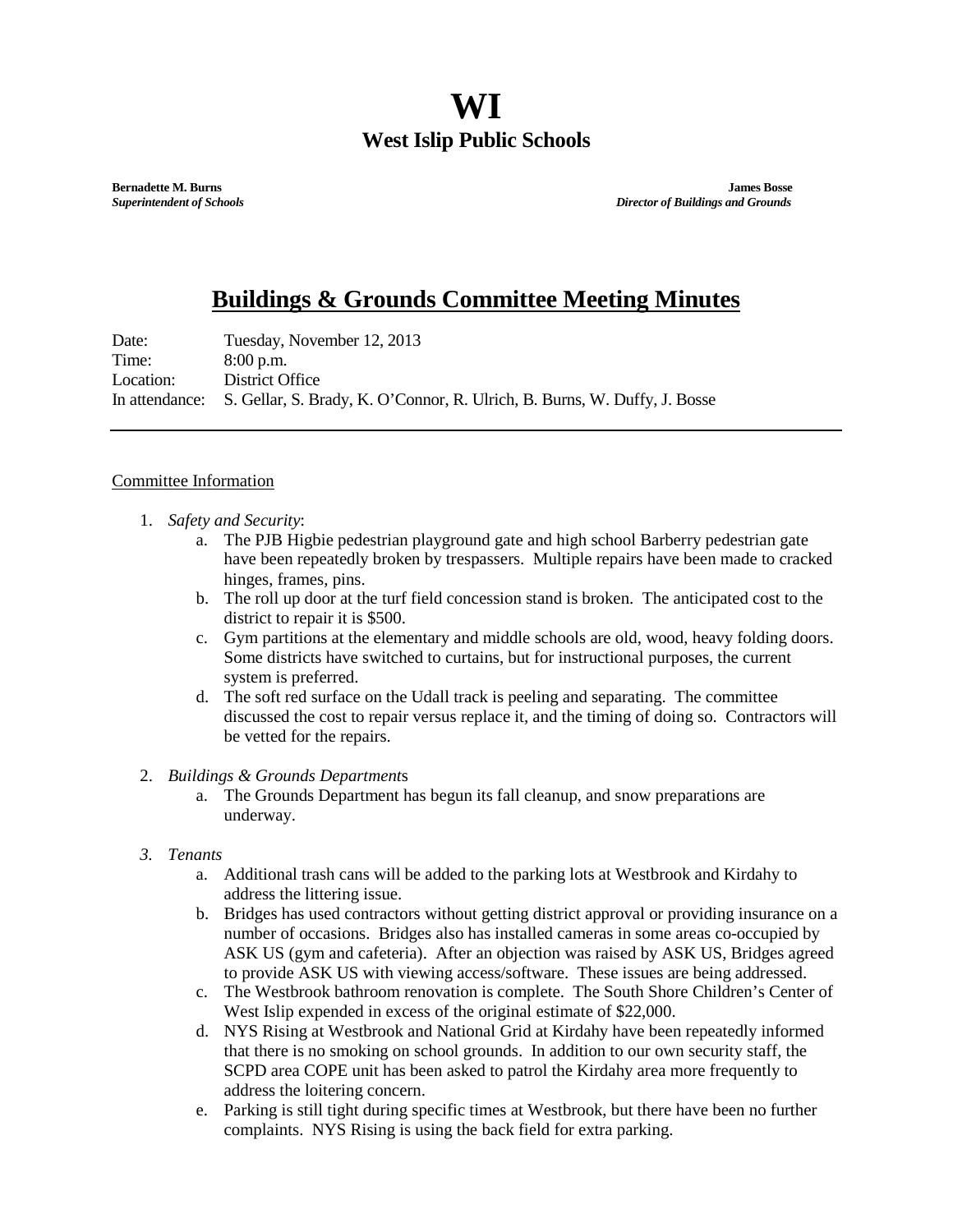# WI

## West Islip Public Schools

**Bernadette M. Burns**
***Superintendent of Schools***

**James Bosse**
***Director of Buildings and Grounds***

## Buildings & Grounds Committee Meeting Minutes

Date: Tuesday, November 12, 2013
Time: 8:00 p.m.
Location: District Office
In attendance: S. Gellar, S. Brady, K. O'Connor, R. Ulrich, B. Burns, W. Duffy, J. Bosse

---

Committee Information

1. *Safety and Security*:
   a. The PJB Higbie pedestrian playground gate and high school Barberry pedestrian gate have been repeatedly broken by trespassers. Multiple repairs have been made to cracked hinges, frames, pins.
   b. The roll up door at the turf field concession stand is broken. The anticipated cost to the district to repair it is $500.
   c. Gym partitions at the elementary and middle schools are old, wood, heavy folding doors. Some districts have switched to curtains, but for instructional purposes, the current system is preferred.
   d. The soft red surface on the Udall track is peeling and separating. The committee discussed the cost to repair versus replace it, and the timing of doing so. Contractors will be vetted for the repairs.

2. *Buildings & Grounds Department*s
   a. The Grounds Department has begun its fall cleanup, and snow preparations are underway.

3. *Tenants*
   a. Additional trash cans will be added to the parking lots at Westbrook and Kirdahy to address the littering issue.
   b. Bridges has used contractors without getting district approval or providing insurance on a number of occasions. Bridges also has installed cameras in some areas co-occupied by ASK US (gym and cafeteria). After an objection was raised by ASK US, Bridges agreed to provide ASK US with viewing access/software. These issues are being addressed.
   c. The Westbrook bathroom renovation is complete. The South Shore Children's Center of West Islip expended in excess of the original estimate of $22,000.
   d. NYS Rising at Westbrook and National Grid at Kirdahy have been repeatedly informed that there is no smoking on school grounds. In addition to our own security staff, the SCPD area COPE unit has been asked to patrol the Kirdahy area more frequently to address the loitering concern.
   e. Parking is still tight during specific times at Westbrook, but there have been no further complaints. NYS Rising is using the back field for extra parking.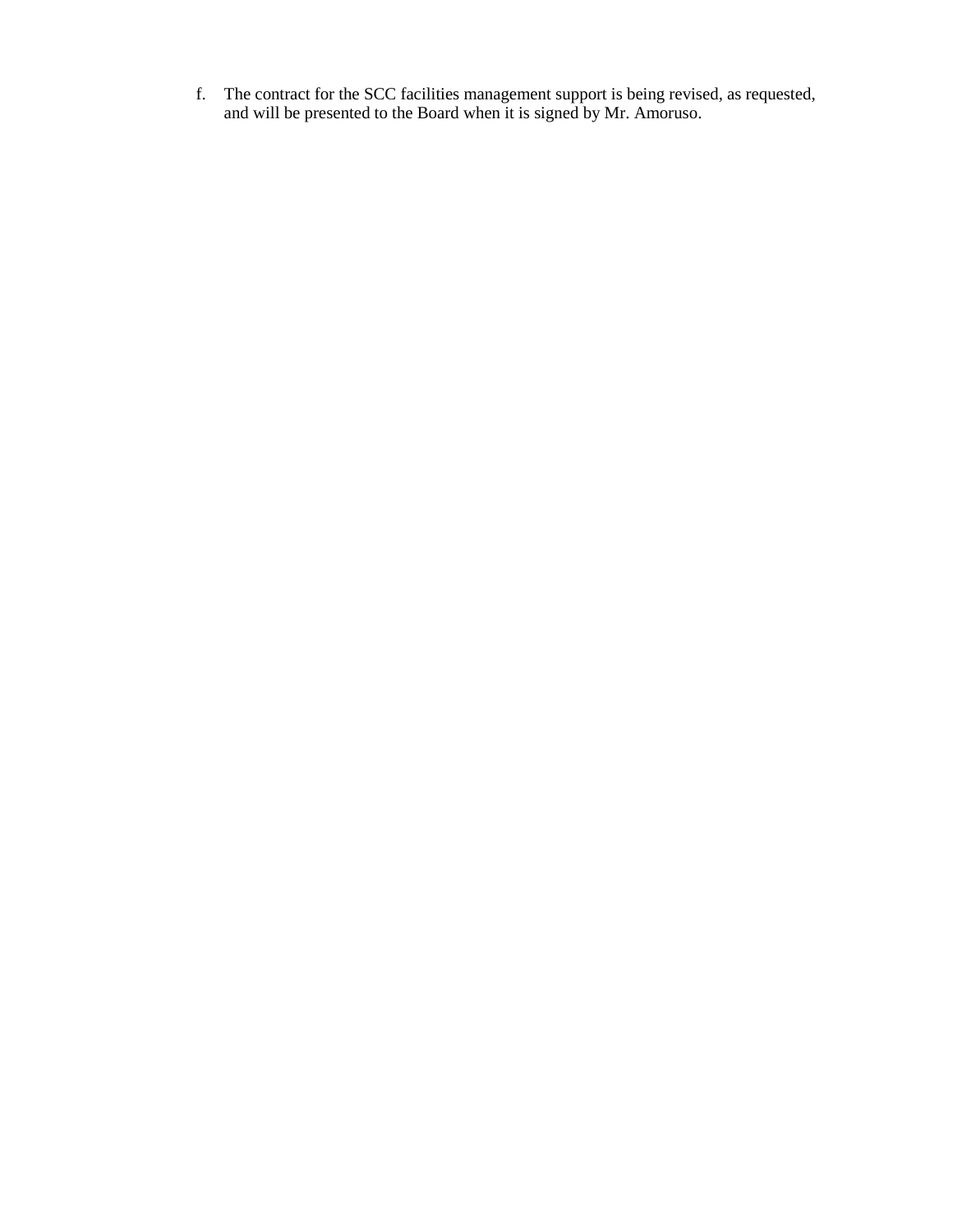f. The contract for the SCC facilities management support is being revised, as requested, and will be presented to the Board when it is signed by Mr. Amoruso.